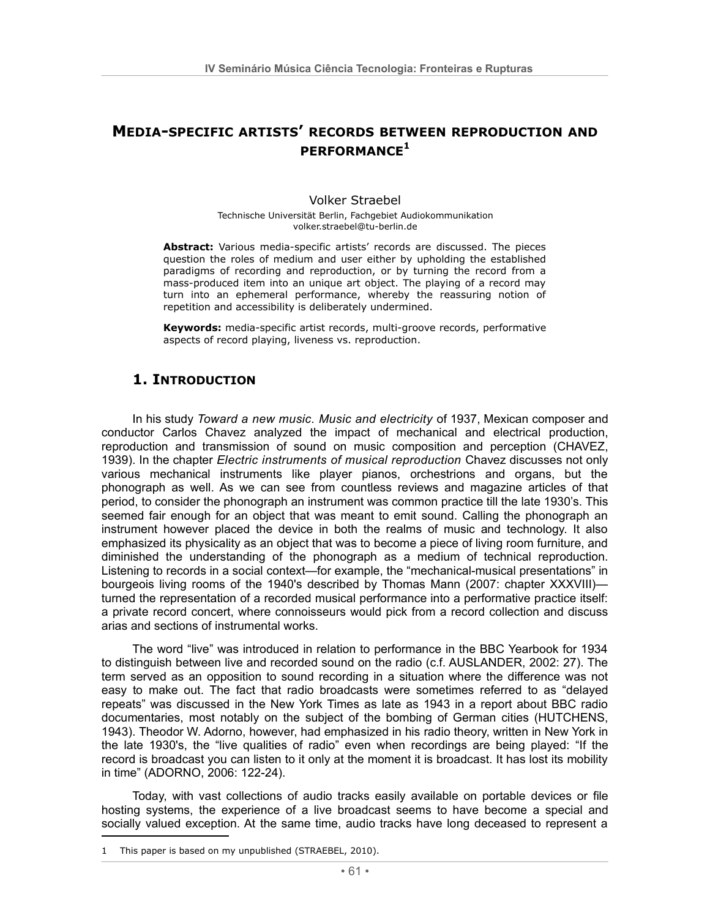# MEDIA-SPECIFIC ARTISTS' RECORDS BETWEEN REPRODUCTION AND PERFORMANCE[1]

Volker Straebel

Technische Universität Berlin, Fachgebiet Audiokommunikation
volker.straebel@tu-berlin.de

**Abstract:** Various media-specific artists' records are discussed. The pieces question the roles of medium and user either by upholding the established paradigms of recording and reproduction, or by turning the record from a mass-produced item into an unique art object. The playing of a record may turn into an ephemeral performance, whereby the reassuring notion of repetition and accessibility is deliberately undermined.

**Keywords:** media-specific artist records, multi-groove records, performative aspects of record playing, liveness vs. reproduction.

## 1. INTRODUCTION

In his study *Toward a new music. Music and electricity* of 1937, Mexican composer and conductor Carlos Chavez analyzed the impact of mechanical and electrical production, reproduction and transmission of sound on music composition and perception (CHAVEZ, 1939). In the chapter *Electric instruments of musical reproduction* Chavez discusses not only various mechanical instruments like player pianos, orchestrions and organs, but the phonograph as well. As we can see from countless reviews and magazine articles of that period, to consider the phonograph an instrument was common practice till the late 1930's. This seemed fair enough for an object that was meant to emit sound. Calling the phonograph an instrument however placed the device in both the realms of music and technology. It also emphasized its physicality as an object that was to become a piece of living room furniture, and diminished the understanding of the phonograph as a medium of technical reproduction. Listening to records in a social context—for example, the "mechanical-musical presentations" in bourgeois living rooms of the 1940's described by Thomas Mann (2007: chapter XXXVIII)—turned the representation of a recorded musical performance into a performative practice itself: a private record concert, where connoisseurs would pick from a record collection and discuss arias and sections of instrumental works.

The word "live" was introduced in relation to performance in the BBC Yearbook for 1934 to distinguish between live and recorded sound on the radio (c.f. AUSLANDER, 2002: 27). The term served as an opposition to sound recording in a situation where the difference was not easy to make out. The fact that radio broadcasts were sometimes referred to as "delayed repeats" was discussed in the New York Times as late as 1943 in a report about BBC radio documentaries, most notably on the subject of the bombing of German cities (HUTCHENS, 1943). Theodor W. Adorno, however, had emphasized in his radio theory, written in New York in the late 1930's, the "live qualities of radio" even when recordings are being played: "If the record is broadcast you can listen to it only at the moment it is broadcast. It has lost its mobility in time" (ADORNO, 2006: 122-24).

Today, with vast collections of audio tracks easily available on portable devices or file hosting systems, the experience of a live broadcast seems to have become a special and socially valued exception. At the same time, audio tracks have long deceased to represent a

---

1 This paper is based on my unpublished (STRAEBEL, 2010).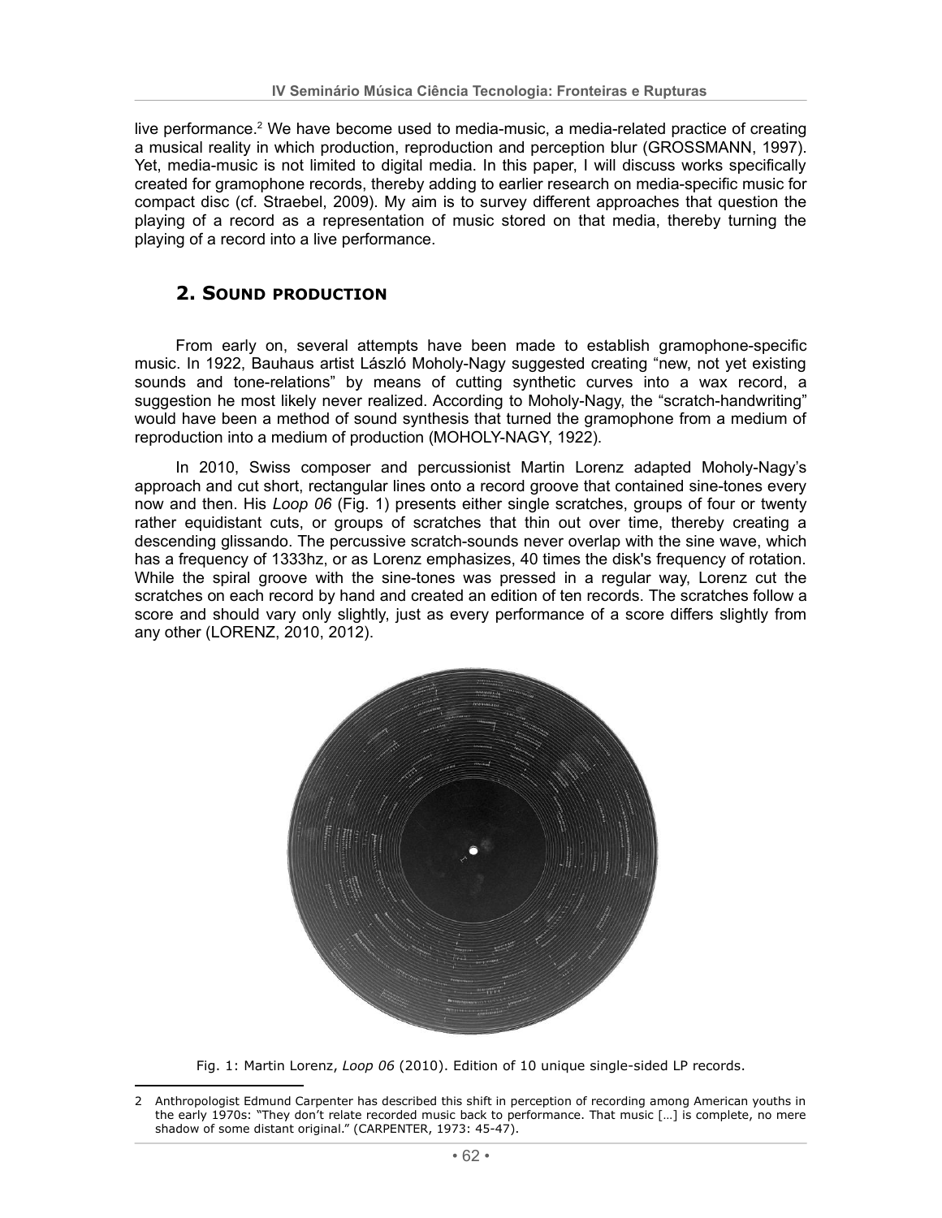live performance.[2] We have become used to media-music, a media-related practice of creating a musical reality in which production, reproduction and perception blur (GROSSMANN, 1997). Yet, media-music is not limited to digital media. In this paper, I will discuss works specifically created for gramophone records, thereby adding to earlier research on media-specific music for compact disc (cf. Straebel, 2009). My aim is to survey different approaches that question the playing of a record as a representation of music stored on that media, thereby turning the playing of a record into a live performance.

## 2. Sound production

From early on, several attempts have been made to establish gramophone-specific music. In 1922, Bauhaus artist László Moholy-Nagy suggested creating "new, not yet existing sounds and tone-relations" by means of cutting synthetic curves into a wax record, a suggestion he most likely never realized. According to Moholy-Nagy, the "scratch-handwriting" would have been a method of sound synthesis that turned the gramophone from a medium of reproduction into a medium of production (MOHOLY-NAGY, 1922).

In 2010, Swiss composer and percussionist Martin Lorenz adapted Moholy-Nagy's approach and cut short, rectangular lines onto a record groove that contained sine-tones every now and then. His *Loop 06* (Fig. 1) presents either single scratches, groups of four or twenty rather equidistant cuts, or groups of scratches that thin out over time, thereby creating a descending glissando. The percussive scratch-sounds never overlap with the sine wave, which has a frequency of 1333hz, or as Lorenz emphasizes, 40 times the disk's frequency of rotation. While the spiral groove with the sine-tones was pressed in a regular way, Lorenz cut the scratches on each record by hand and created an edition of ten records. The scratches follow a score and should vary only slightly, just as every performance of a score differs slightly from any other (LORENZ, 2010, 2012).

Fig. 1: Martin Lorenz, *Loop 06* (2010). Edition of 10 unique single-sided LP records.

[2] Anthropologist Edmund Carpenter has described this shift in perception of recording among American youths in the early 1970s: "They don't relate recorded music back to performance. That music […] is complete, no mere shadow of some distant original." (CARPENTER, 1973: 45-47).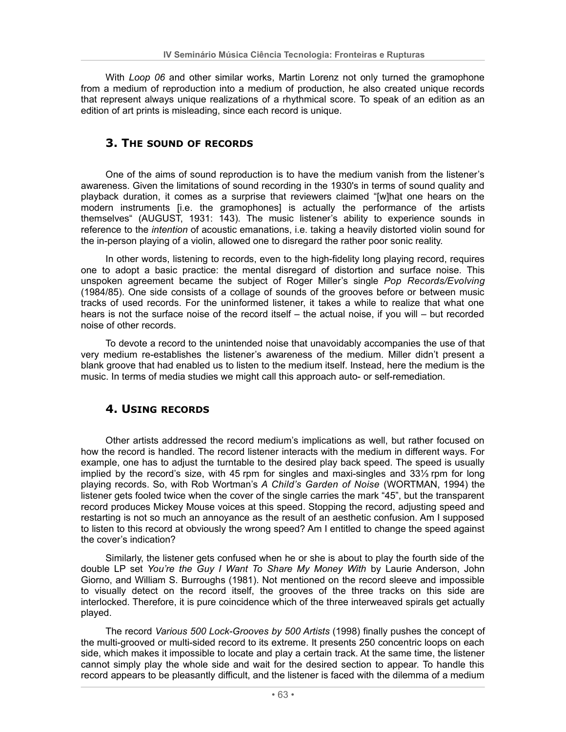With *Loop 06* and other similar works, Martin Lorenz not only turned the gramophone from a medium of reproduction into a medium of production, he also created unique records that represent always unique realizations of a rhythmical score. To speak of an edition as an edition of art prints is misleading, since each record is unique.

## 3. The sound of records

One of the aims of sound reproduction is to have the medium vanish from the listener's awareness. Given the limitations of sound recording in the 1930's in terms of sound quality and playback duration, it comes as a surprise that reviewers claimed "[w]hat one hears on the modern instruments [i.e. the gramophones] is actually the performance of the artists themselves" (AUGUST, 1931: 143). The music listener's ability to experience sounds in reference to the *intention* of acoustic emanations, i.e. taking a heavily distorted violin sound for the in-person playing of a violin, allowed one to disregard the rather poor sonic reality.

In other words, listening to records, even to the high-fidelity long playing record, requires one to adopt a basic practice: the mental disregard of distortion and surface noise. This unspoken agreement became the subject of Roger Miller's single *Pop Records/Evolving* (1984/85). One side consists of a collage of sounds of the grooves before or between music tracks of used records. For the uninformed listener, it takes a while to realize that what one hears is not the surface noise of the record itself – the actual noise, if you will – but recorded noise of other records.

To devote a record to the unintended noise that unavoidably accompanies the use of that very medium re-establishes the listener's awareness of the medium. Miller didn't present a blank groove that had enabled us to listen to the medium itself. Instead, here the medium is the music. In terms of media studies we might call this approach auto- or self-remediation.

## 4. Using records

Other artists addressed the record medium's implications as well, but rather focused on how the record is handled. The record listener interacts with the medium in different ways. For example, one has to adjust the turntable to the desired play back speed. The speed is usually implied by the record's size, with 45 rpm for singles and maxi-singles and 33⅓ rpm for long playing records. So, with Rob Wortman's *A Child's Garden of Noise* (WORTMAN, 1994) the listener gets fooled twice when the cover of the single carries the mark "45", but the transparent record produces Mickey Mouse voices at this speed. Stopping the record, adjusting speed and restarting is not so much an annoyance as the result of an aesthetic confusion. Am I supposed to listen to this record at obviously the wrong speed? Am I entitled to change the speed against the cover's indication?

Similarly, the listener gets confused when he or she is about to play the fourth side of the double LP set *You're the Guy I Want To Share My Money With* by Laurie Anderson, John Giorno, and William S. Burroughs (1981). Not mentioned on the record sleeve and impossible to visually detect on the record itself, the grooves of the three tracks on this side are interlocked. Therefore, it is pure coincidence which of the three interweaved spirals get actually played.

The record *Various 500 Lock-Grooves by 500 Artists* (1998) finally pushes the concept of the multi-grooved or multi-sided record to its extreme. It presents 250 concentric loops on each side, which makes it impossible to locate and play a certain track. At the same time, the listener cannot simply play the whole side and wait for the desired section to appear. To handle this record appears to be pleasantly difficult, and the listener is faced with the dilemma of a medium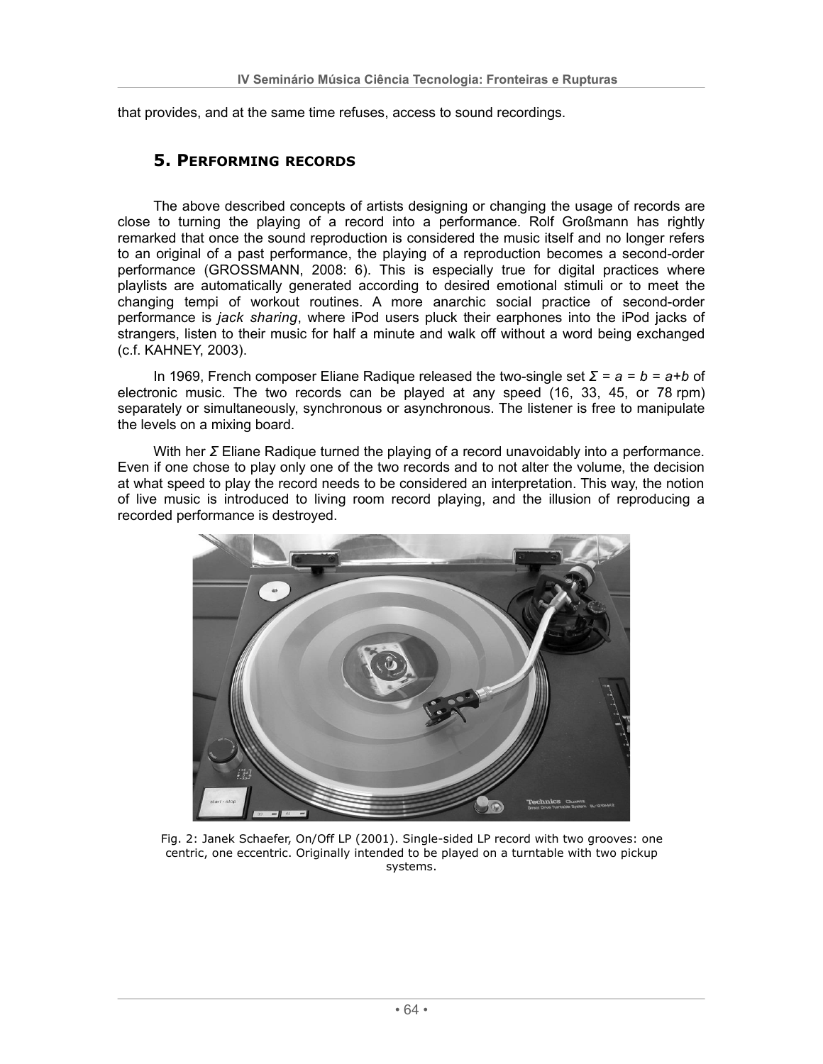that provides, and at the same time refuses, access to sound recordings.

## 5. Performing records

The above described concepts of artists designing or changing the usage of records are close to turning the playing of a record into a performance. Rolf Großmann has rightly remarked that once the sound reproduction is considered the music itself and no longer refers to an original of a past performance, the playing of a reproduction becomes a second-order performance (GROSSMANN, 2008: 6). This is especially true for digital practices where playlists are automatically generated according to desired emotional stimuli or to meet the changing tempi of workout routines. A more anarchic social practice of second-order performance is *jack sharing*, where iPod users pluck their earphones into the iPod jacks of strangers, listen to their music for half a minute and walk off without a word being exchanged (c.f. KAHNEY, 2003).

In 1969, French composer Eliane Radique released the two-single set *Σ = a = b = a+b* of electronic music. The two records can be played at any speed (16, 33, 45, or 78 rpm) separately or simultaneously, synchronous or asynchronous. The listener is free to manipulate the levels on a mixing board.

With her *Σ* Eliane Radique turned the playing of a record unavoidably into a performance. Even if one chose to play only one of the two records and to not alter the volume, the decision at what speed to play the record needs to be considered an interpretation. This way, the notion of live music is introduced to living room record playing, and the illusion of reproducing a recorded performance is destroyed.

Fig. 2: Janek Schaefer, On/Off LP (2001). Single-sided LP record with two grooves: one centric, one eccentric. Originally intended to be played on a turntable with two pickup systems.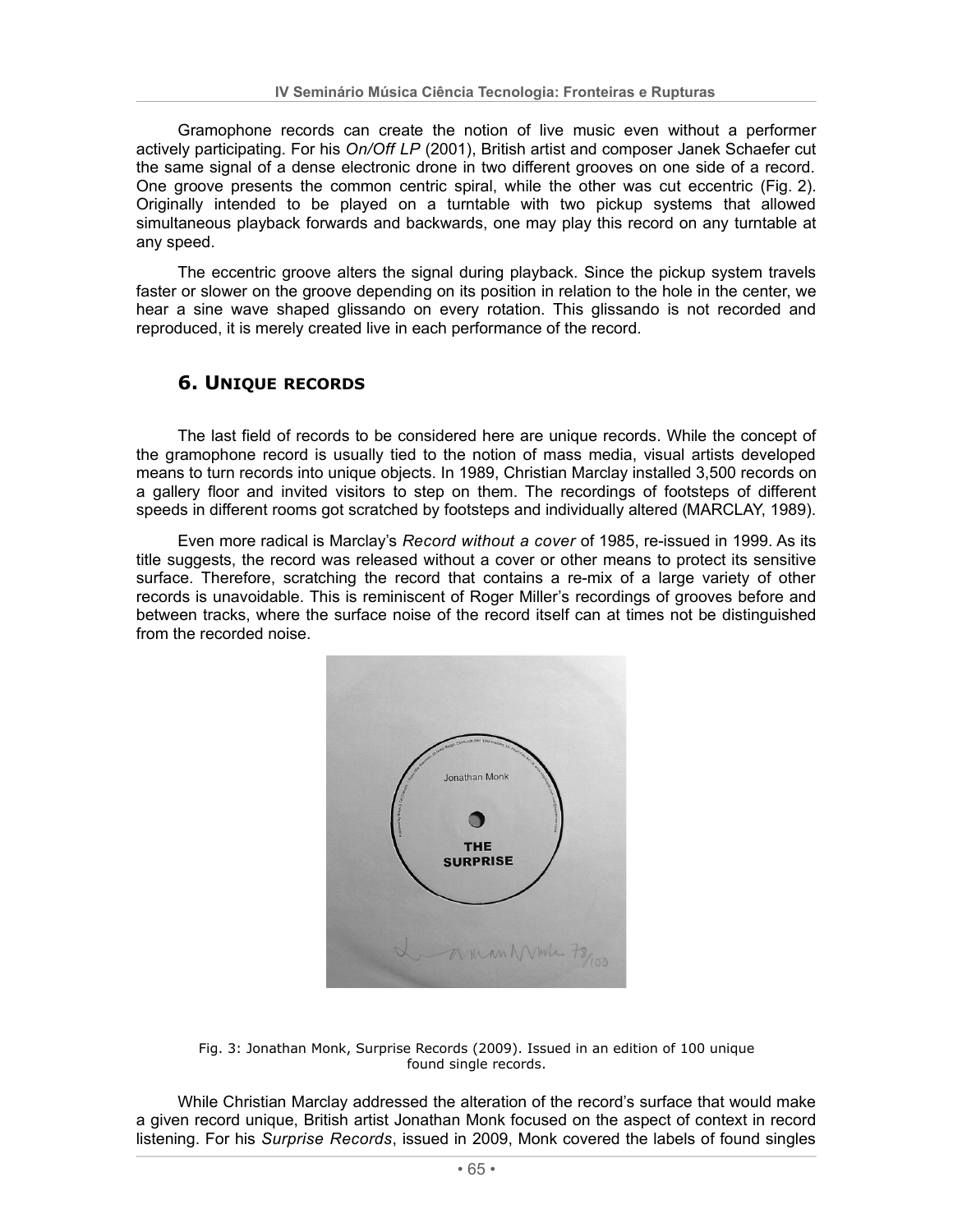Gramophone records can create the notion of live music even without a performer actively participating. For his *On/Off LP* (2001), British artist and composer Janek Schaefer cut the same signal of a dense electronic drone in two different grooves on one side of a record. One groove presents the common centric spiral, while the other was cut eccentric (Fig. 2). Originally intended to be played on a turntable with two pickup systems that allowed simultaneous playback forwards and backwards, one may play this record on any turntable at any speed.

The eccentric groove alters the signal during playback. Since the pickup system travels faster or slower on the groove depending on its position in relation to the hole in the center, we hear a sine wave shaped glissando on every rotation. This glissando is not recorded and reproduced, it is merely created live in each performance of the record.

## 6. Unique records

The last field of records to be considered here are unique records. While the concept of the gramophone record is usually tied to the notion of mass media, visual artists developed means to turn records into unique objects. In 1989, Christian Marclay installed 3,500 records on a gallery floor and invited visitors to step on them. The recordings of footsteps of different speeds in different rooms got scratched by footsteps and individually altered (MARCLAY, 1989).

Even more radical is Marclay's *Record without a cover* of 1985, re-issued in 1999. As its title suggests, the record was released without a cover or other means to protect its sensitive surface. Therefore, scratching the record that contains a re-mix of a large variety of other records is unavoidable. This is reminiscent of Roger Miller's recordings of grooves before and between tracks, where the surface noise of the record itself can at times not be distinguished from the recorded noise.

Fig. 3: Jonathan Monk, Surprise Records (2009). Issued in an edition of 100 unique found single records.

While Christian Marclay addressed the alteration of the record's surface that would make a given record unique, British artist Jonathan Monk focused on the aspect of context in record listening. For his *Surprise Records*, issued in 2009, Monk covered the labels of found singles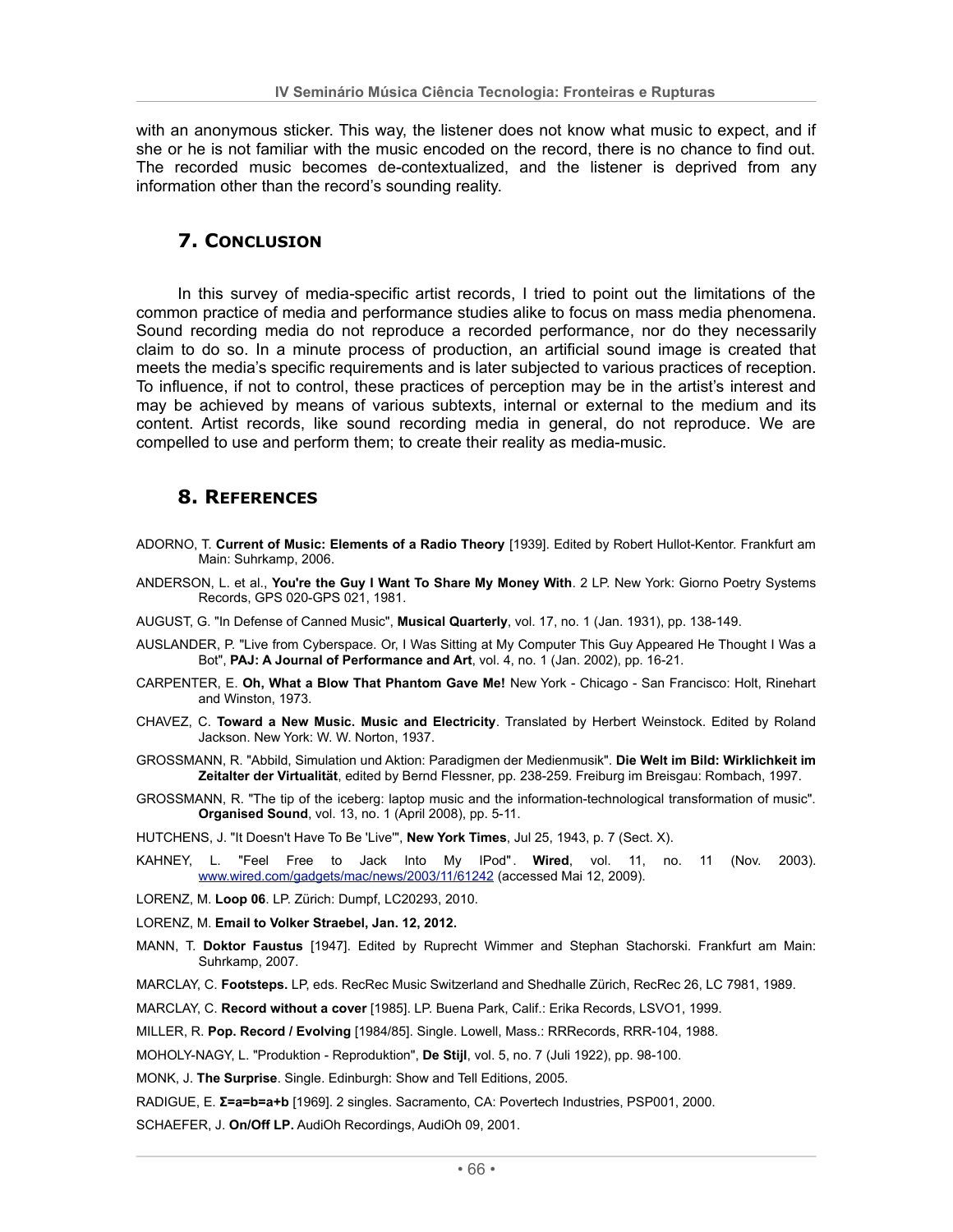with an anonymous sticker. This way, the listener does not know what music to expect, and if she or he is not familiar with the music encoded on the record, there is no chance to find out. The recorded music becomes de-contextualized, and the listener is deprived from any information other than the record's sounding reality.

## 7. Conclusion

In this survey of media-specific artist records, I tried to point out the limitations of the common practice of media and performance studies alike to focus on mass media phenomena. Sound recording media do not reproduce a recorded performance, nor do they necessarily claim to do so. In a minute process of production, an artificial sound image is created that meets the media's specific requirements and is later subjected to various practices of reception. To influence, if not to control, these practices of perception may be in the artist's interest and may be achieved by means of various subtexts, internal or external to the medium and its content. Artist records, like sound recording media in general, do not reproduce. We are compelled to use and perform them; to create their reality as media-music.

## 8. References

ADORNO, T. **Current of Music: Elements of a Radio Theory** [1939]. Edited by Robert Hullot-Kentor. Frankfurt am Main: Suhrkamp, 2006.

ANDERSON, L. et al., **You're the Guy I Want To Share My Money With**. 2 LP. New York: Giorno Poetry Systems Records, GPS 020-GPS 021, 1981.

AUGUST, G. "In Defense of Canned Music", **Musical Quarterly**, vol. 17, no. 1 (Jan. 1931), pp. 138-149.

AUSLANDER, P. "Live from Cyberspace. Or, I Was Sitting at My Computer This Guy Appeared He Thought I Was a Bot", **PAJ: A Journal of Performance and Art**, vol. 4, no. 1 (Jan. 2002), pp. 16-21.

CARPENTER, E. **Oh, What a Blow That Phantom Gave Me!** New York - Chicago - San Francisco: Holt, Rinehart and Winston, 1973.

CHAVEZ, C. **Toward a New Music. Music and Electricity**. Translated by Herbert Weinstock. Edited by Roland Jackson. New York: W. W. Norton, 1937.

GROSSMANN, R. "Abbild, Simulation und Aktion: Paradigmen der Medienmusik". **Die Welt im Bild: Wirklichkeit im Zeitalter der Virtualität**, edited by Bernd Flessner, pp. 238-259. Freiburg im Breisgau: Rombach, 1997.

GROSSMANN, R. "The tip of the iceberg: laptop music and the information-technological transformation of music". **Organised Sound**, vol. 13, no. 1 (April 2008), pp. 5-11.

HUTCHENS, J. "It Doesn't Have To Be 'Live'", **New York Times**, Jul 25, 1943, p. 7 (Sect. X).

KAHNEY, L. "Feel Free to Jack Into My IPod". **Wired**, vol. 11, no. 11 (Nov. 2003). www.wired.com/gadgets/mac/news/2003/11/61242 (accessed Mai 12, 2009).

LORENZ, M. **Loop 06**. LP. Zürich: Dumpf, LC20293, 2010.

LORENZ, M. **Email to Volker Straebel, Jan. 12, 2012.**

MANN, T. **Doktor Faustus** [1947]. Edited by Ruprecht Wimmer and Stephan Stachorski. Frankfurt am Main: Suhrkamp, 2007.

MARCLAY, C. **Footsteps.** LP, eds. RecRec Music Switzerland and Shedhalle Zürich, RecRec 26, LC 7981, 1989.

MARCLAY, C. **Record without a cover** [1985]. LP. Buena Park, Calif.: Erika Records, LSVO1, 1999.

MILLER, R. **Pop. Record / Evolving** [1984/85]. Single. Lowell, Mass.: RRRecords, RRR-104, 1988.

MOHOLY-NAGY, L. "Produktion - Reproduktion", **De Stijl**, vol. 5, no. 7 (Juli 1922), pp. 98-100.

MONK, J. **The Surprise**. Single. Edinburgh: Show and Tell Editions, 2005.

RADIGUE, E. **Σ=a=b=a+b** [1969]. 2 singles. Sacramento, CA: Povertech Industries, PSP001, 2000.

SCHAEFER, J. **On/Off LP.** AudiOh Recordings, AudiOh 09, 2001.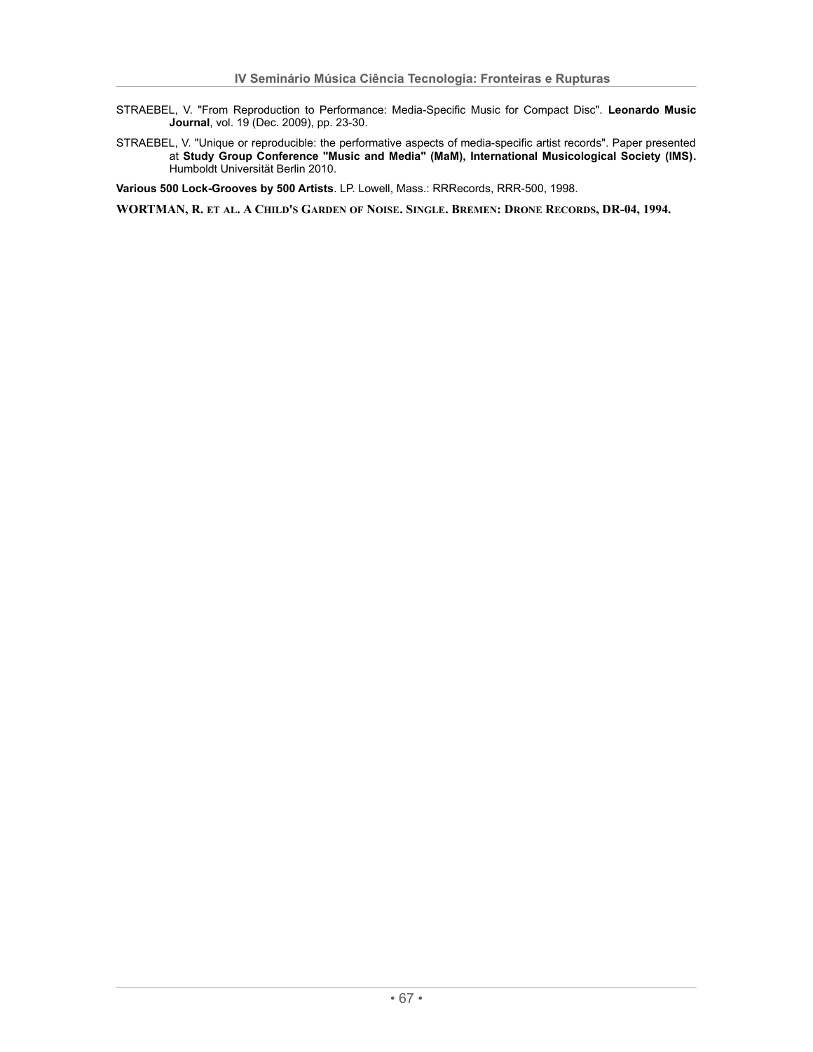STRAEBEL, V. "From Reproduction to Performance: Media-Specific Music for Compact Disc". **Leonardo Music Journal**, vol. 19 (Dec. 2009), pp. 23-30.

STRAEBEL, V. "Unique or reproducible: the performative aspects of media-specific artist records". Paper presented at **Study Group Conference "Music and Media" (MaM), International Musicological Society (IMS).** Humboldt Universität Berlin 2010.

**Various 500 Lock-Grooves by 500 Artists**. LP. Lowell, Mass.: RRRecords, RRR-500, 1998.

**WORTMAN, R. ET AL. A CHILD'S GARDEN OF NOISE. SINGLE. BREMEN: DRONE RECORDS, DR-04, 1994.**